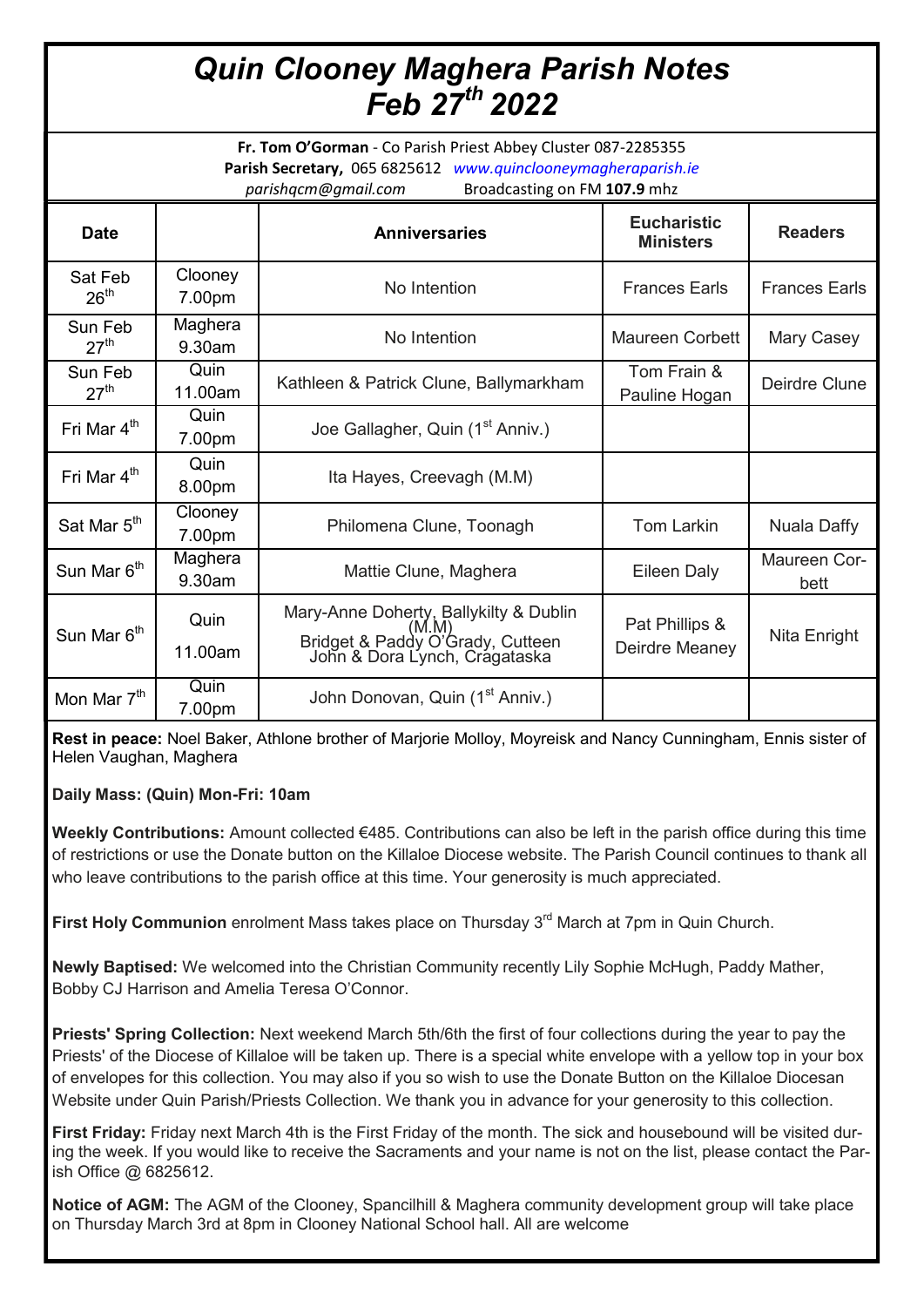# *Quin Clooney Maghera Parish Notes Feb 27th 2022*

**Fr. Tom O'Gorman** - Co Parish Priest Abbey Cluster 087-2285355
**Parish Secretary,** 065 6825612 *www.quinclooneymagheraparish.ie*
*parishqcm@gmail.com* Broadcasting on FM **107.9** mhz

| Date | | Anniversaries | Eucharistic Ministers | Readers |
|---|---|---|---|---|
| Sat Feb 26th | Clooney 7.00pm | No Intention | Frances Earls | Frances Earls |
| Sun Feb 27th | Maghera 9.30am | No Intention | Maureen Corbett | Mary Casey |
| Sun Feb 27th | Quin 11.00am | Kathleen & Patrick Clune, Ballymarkham | Tom Frain & Pauline Hogan | Deirdre Clune |
| Fri Mar 4th | Quin 7.00pm | Joe Gallagher, Quin (1st Anniv.) | | |
| Fri Mar 4th | Quin 8.00pm | Ita Hayes, Creevagh (M.M) | | |
| Sat Mar 5th | Clooney 7.00pm | Philomena Clune, Toonagh | Tom Larkin | Nuala Daffy |
| Sun Mar 6th | Maghera 9.30am | Mattie Clune, Maghera | Eileen Daly | Maureen Corbett |
| Sun Mar 6th | Quin 11.00am | Mary-Anne Doherty, Ballykilty & Dublin (M.M) Bridget & Paddy O'Grady, Cutteen John & Dora Lynch, Cragataska | Pat Phillips & Deirdre Meaney | Nita Enright |
| Mon Mar 7th | Quin 7.00pm | John Donovan, Quin (1st Anniv.) | | |

**Rest in peace:** Noel Baker, Athlone brother of Marjorie Molloy, Moyreisk and Nancy Cunningham, Ennis sister of Helen Vaughan, Maghera

**Daily Mass: (Quin) Mon-Fri: 10am**

**Weekly Contributions:** Amount collected €485. Contributions can also be left in the parish office during this time of restrictions or use the Donate button on the Killaloe Diocese website. The Parish Council continues to thank all who leave contributions to the parish office at this time. Your generosity is much appreciated.

**First Holy Communion** enrolment Mass takes place on Thursday 3rd March at 7pm in Quin Church.

**Newly Baptised:** We welcomed into the Christian Community recently Lily Sophie McHugh, Paddy Mather, Bobby CJ Harrison and Amelia Teresa O'Connor.

**Priests' Spring Collection:** Next weekend March 5th/6th the first of four collections during the year to pay the Priests' of the Diocese of Killaloe will be taken up. There is a special white envelope with a yellow top in your box of envelopes for this collection. You may also if you so wish to use the Donate Button on the Killaloe Diocesan Website under Quin Parish/Priests Collection. We thank you in advance for your generosity to this collection.

**First Friday:** Friday next March 4th is the First Friday of the month. The sick and housebound will be visited during the week. If you would like to receive the Sacraments and your name is not on the list, please contact the Parish Office @ 6825612.

**Notice of AGM:** The AGM of the Clooney, Spancilhill & Maghera community development group will take place on Thursday March 3rd at 8pm in Clooney National School hall. All are welcome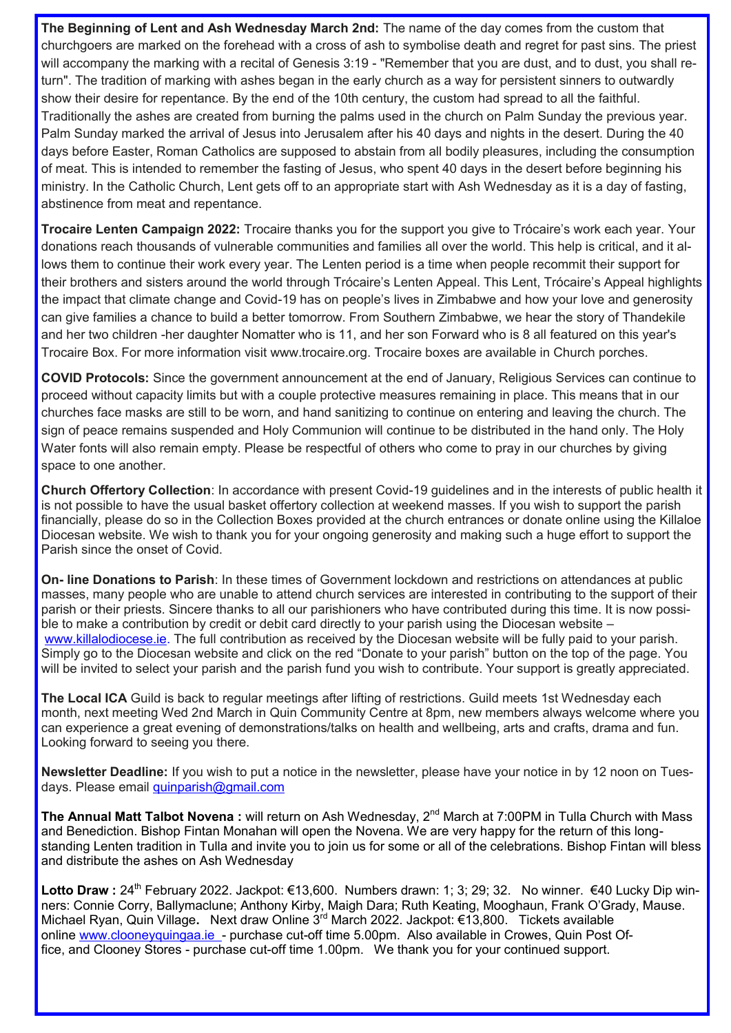**The Beginning of Lent and Ash Wednesday March 2nd:** The name of the day comes from the custom that churchgoers are marked on the forehead with a cross of ash to symbolise death and regret for past sins. The priest will accompany the marking with a recital of Genesis 3:19 - "Remember that you are dust, and to dust, you shall return". The tradition of marking with ashes began in the early church as a way for persistent sinners to outwardly show their desire for repentance. By the end of the 10th century, the custom had spread to all the faithful. Traditionally the ashes are created from burning the palms used in the church on Palm Sunday the previous year. Palm Sunday marked the arrival of Jesus into Jerusalem after his 40 days and nights in the desert. During the 40 days before Easter, Roman Catholics are supposed to abstain from all bodily pleasures, including the consumption of meat. This is intended to remember the fasting of Jesus, who spent 40 days in the desert before beginning his ministry. In the Catholic Church, Lent gets off to an appropriate start with Ash Wednesday as it is a day of fasting, abstinence from meat and repentance.

**Trocaire Lenten Campaign 2022:** Trocaire thanks you for the support you give to Trócaire's work each year. Your donations reach thousands of vulnerable communities and families all over the world. This help is critical, and it allows them to continue their work every year. The Lenten period is a time when people recommit their support for their brothers and sisters around the world through Trócaire's Lenten Appeal. This Lent, Trócaire's Appeal highlights the impact that climate change and Covid-19 has on people's lives in Zimbabwe and how your love and generosity can give families a chance to build a better tomorrow. From Southern Zimbabwe, we hear the story of Thandekile and her two children -her daughter Nomatter who is 11, and her son Forward who is 8 all featured on this year's Trocaire Box. For more information visit www.trocaire.org. Trocaire boxes are available in Church porches.

**COVID Protocols:** Since the government announcement at the end of January, Religious Services can continue to proceed without capacity limits but with a couple protective measures remaining in place. This means that in our churches face masks are still to be worn, and hand sanitizing to continue on entering and leaving the church. The sign of peace remains suspended and Holy Communion will continue to be distributed in the hand only. The Holy Water fonts will also remain empty. Please be respectful of others who come to pray in our churches by giving space to one another.

**Church Offertory Collection**: In accordance with present Covid-19 guidelines and in the interests of public health it is not possible to have the usual basket offertory collection at weekend masses. If you wish to support the parish financially, please do so in the Collection Boxes provided at the church entrances or donate online using the Killaloe Diocesan website. We wish to thank you for your ongoing generosity and making such a huge effort to support the Parish since the onset of Covid.

**On- line Donations to Parish**: In these times of Government lockdown and restrictions on attendances at public masses, many people who are unable to attend church services are interested in contributing to the support of their parish or their priests. Sincere thanks to all our parishioners who have contributed during this time. It is now possible to make a contribution by credit or debit card directly to your parish using the Diocesan website – www.killalodiocese.ie. The full contribution as received by the Diocesan website will be fully paid to your parish. Simply go to the Diocesan website and click on the red "Donate to your parish" button on the top of the page. You will be invited to select your parish and the parish fund you wish to contribute. Your support is greatly appreciated.

**The Local ICA** Guild is back to regular meetings after lifting of restrictions. Guild meets 1st Wednesday each month, next meeting Wed 2nd March in Quin Community Centre at 8pm, new members always welcome where you can experience a great evening of demonstrations/talks on health and wellbeing, arts and crafts, drama and fun. Looking forward to seeing you there.

**Newsletter Deadline:** If you wish to put a notice in the newsletter, please have your notice in by 12 noon on Tuesdays. Please email quinparish@gmail.com

**The Annual Matt Talbot Novena :** will return on Ash Wednesday, 2nd March at 7:00PM in Tulla Church with Mass and Benediction. Bishop Fintan Monahan will open the Novena. We are very happy for the return of this longstanding Lenten tradition in Tulla and invite you to join us for some or all of the celebrations. Bishop Fintan will bless and distribute the ashes on Ash Wednesday

**Lotto Draw :** 24th February 2022. Jackpot: €13,600. Numbers drawn: 1; 3; 29; 32. No winner. €40 Lucky Dip winners: Connie Corry, Ballymaclune; Anthony Kirby, Maigh Dara; Ruth Keating, Mooghaun, Frank O'Grady, Mause. Michael Ryan, Quin Village**.** Next draw Online 3rd March 2022. Jackpot: €13,800. Tickets available online www.clooneyquingaa.ie - purchase cut-off time 5.00pm. Also available in Crowes, Quin Post Office, and Clooney Stores - purchase cut-off time 1.00pm. We thank you for your continued support.